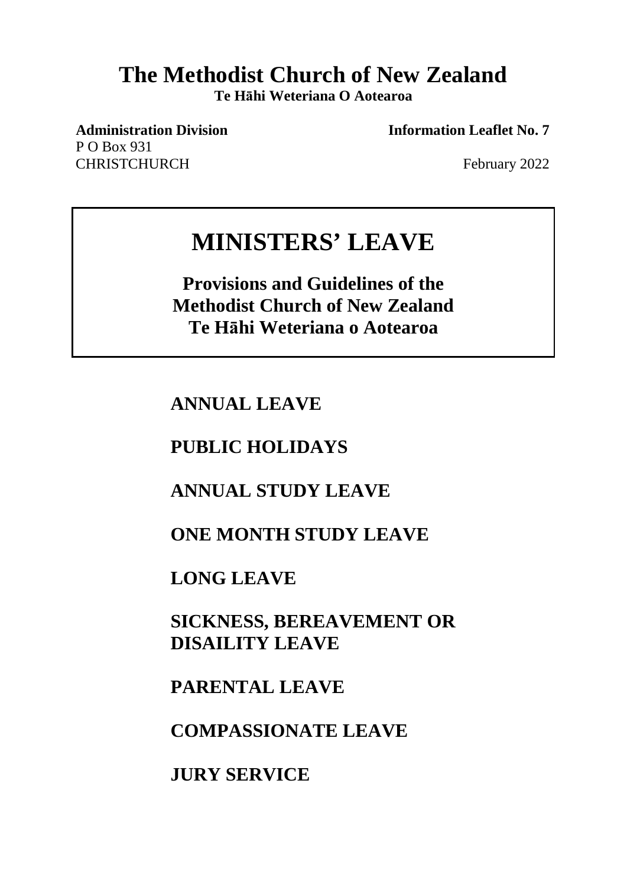# The Methodist Church of New Zealand

**Te Hāhi Weteriana O Aotearoa**

**Administration Division** **Information Leaflet No. 7**

P O Box 931
CHRISTCHURCH February 2022

## MINISTERS' LEAVE

**Provisions and Guidelines of the Methodist Church of New Zealand Te Hāhi Weteriana o Aotearoa**

**ANNUAL LEAVE**

**PUBLIC HOLIDAYS**

**ANNUAL STUDY LEAVE**

**ONE MONTH STUDY LEAVE**

**LONG LEAVE**

**SICKNESS, BEREAVEMENT OR DISAILITY LEAVE**

**PARENTAL LEAVE**

**COMPASSIONATE LEAVE**

**JURY SERVICE**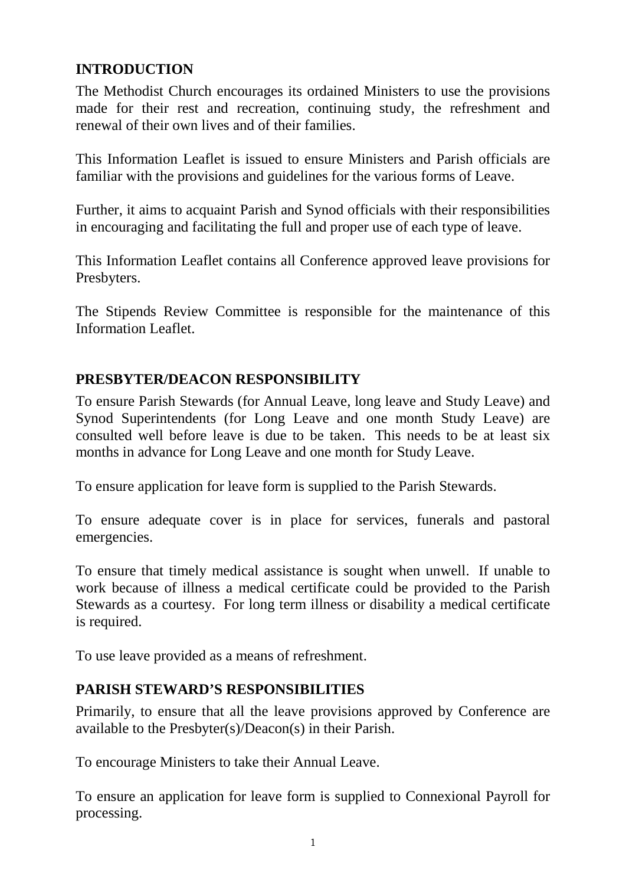## INTRODUCTION

The Methodist Church encourages its ordained Ministers to use the provisions made for their rest and recreation, continuing study, the refreshment and renewal of their own lives and of their families.

This Information Leaflet is issued to ensure Ministers and Parish officials are familiar with the provisions and guidelines for the various forms of Leave.

Further, it aims to acquaint Parish and Synod officials with their responsibilities in encouraging and facilitating the full and proper use of each type of leave.

This Information Leaflet contains all Conference approved leave provisions for Presbyters.

The Stipends Review Committee is responsible for the maintenance of this Information Leaflet.

## PRESBYTER/DEACON RESPONSIBILITY

To ensure Parish Stewards (for Annual Leave, long leave and Study Leave) and Synod Superintendents (for Long Leave and one month Study Leave) are consulted well before leave is due to be taken. This needs to be at least six months in advance for Long Leave and one month for Study Leave.

To ensure application for leave form is supplied to the Parish Stewards.

To ensure adequate cover is in place for services, funerals and pastoral emergencies.

To ensure that timely medical assistance is sought when unwell. If unable to work because of illness a medical certificate could be provided to the Parish Stewards as a courtesy. For long term illness or disability a medical certificate is required.

To use leave provided as a means of refreshment.

## PARISH STEWARD'S RESPONSIBILITIES

Primarily, to ensure that all the leave provisions approved by Conference are available to the Presbyter(s)/Deacon(s) in their Parish.

To encourage Ministers to take their Annual Leave.

To ensure an application for leave form is supplied to Connexional Payroll for processing.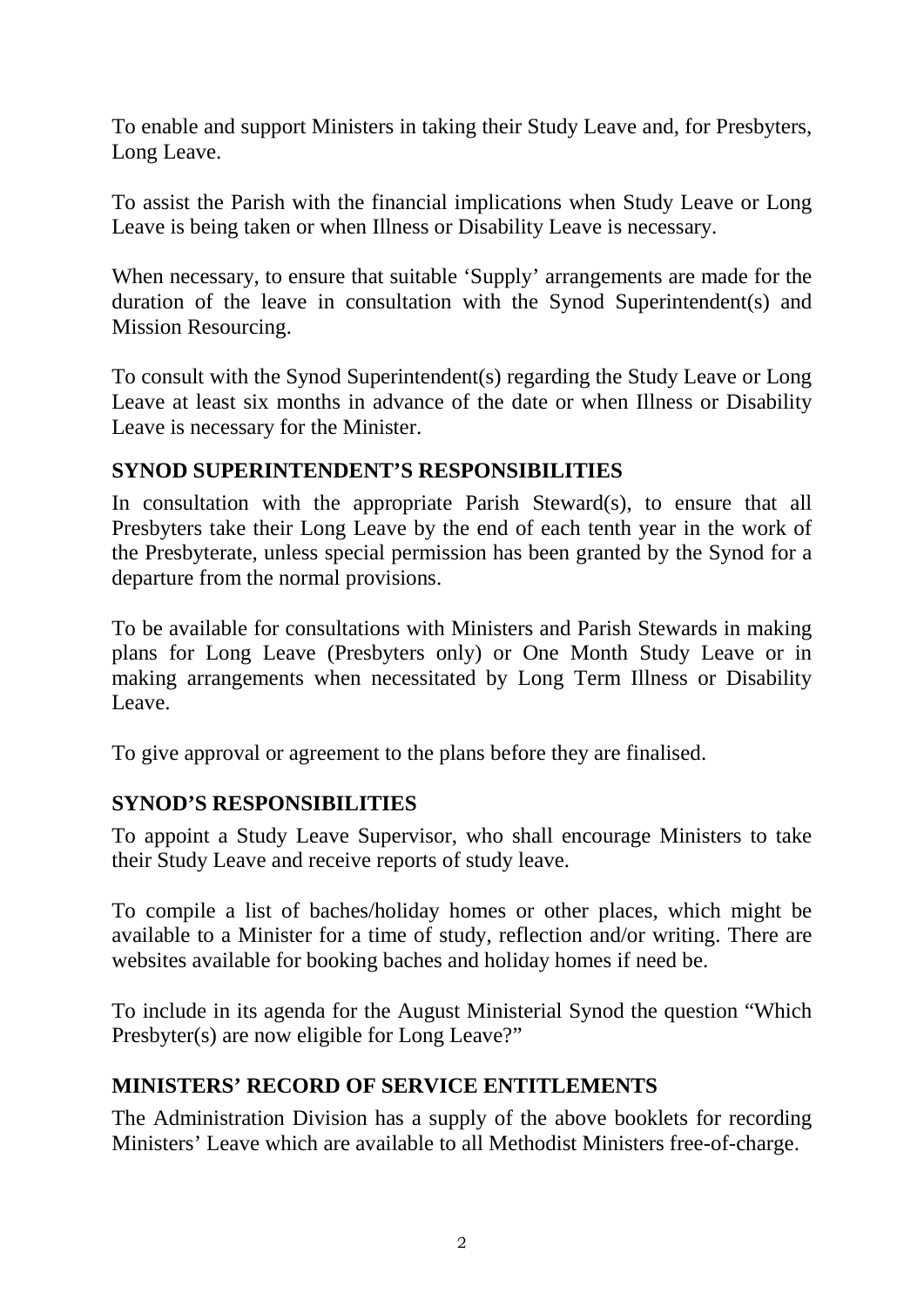To enable and support Ministers in taking their Study Leave and, for Presbyters, Long Leave.

To assist the Parish with the financial implications when Study Leave or Long Leave is being taken or when Illness or Disability Leave is necessary.

When necessary, to ensure that suitable 'Supply' arrangements are made for the duration of the leave in consultation with the Synod Superintendent(s) and Mission Resourcing.

To consult with the Synod Superintendent(s) regarding the Study Leave or Long Leave at least six months in advance of the date or when Illness or Disability Leave is necessary for the Minister.

## SYNOD SUPERINTENDENT'S RESPONSIBILITIES

In consultation with the appropriate Parish Steward(s), to ensure that all Presbyters take their Long Leave by the end of each tenth year in the work of the Presbyterate, unless special permission has been granted by the Synod for a departure from the normal provisions.

To be available for consultations with Ministers and Parish Stewards in making plans for Long Leave (Presbyters only) or One Month Study Leave or in making arrangements when necessitated by Long Term Illness or Disability Leave.

To give approval or agreement to the plans before they are finalised.

## SYNOD'S RESPONSIBILITIES

To appoint a Study Leave Supervisor, who shall encourage Ministers to take their Study Leave and receive reports of study leave.

To compile a list of baches/holiday homes or other places, which might be available to a Minister for a time of study, reflection and/or writing. There are websites available for booking baches and holiday homes if need be.

To include in its agenda for the August Ministerial Synod the question "Which Presbyter(s) are now eligible for Long Leave?"

## MINISTERS' RECORD OF SERVICE ENTITLEMENTS

The Administration Division has a supply of the above booklets for recording Ministers' Leave which are available to all Methodist Ministers free-of-charge.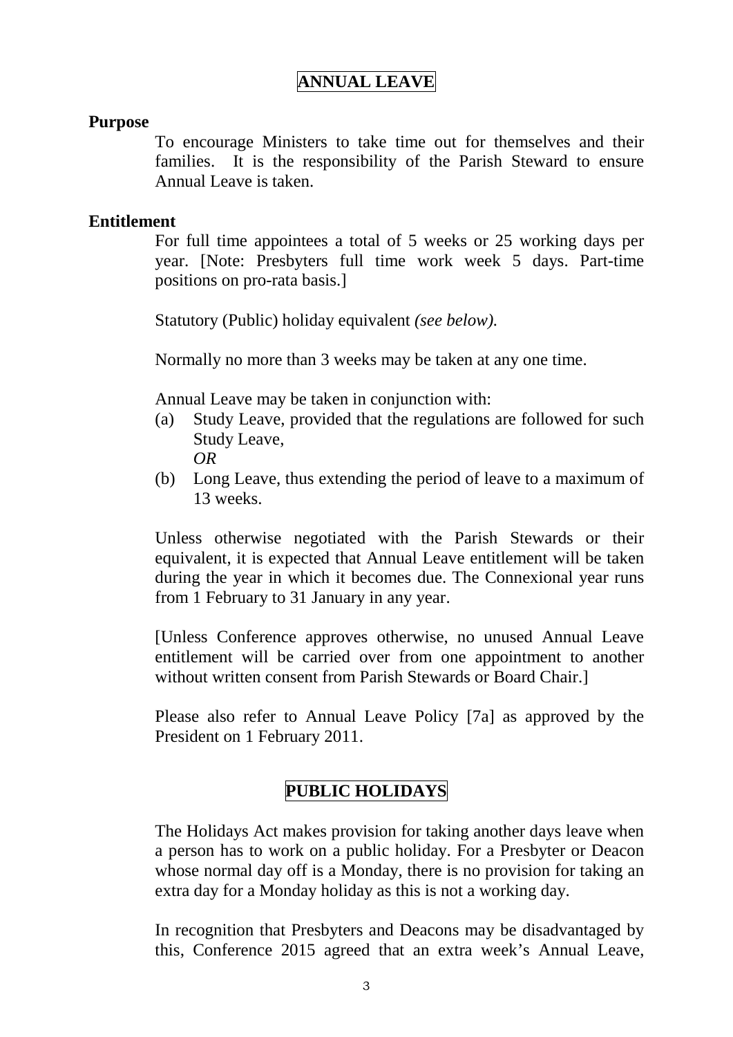## ANNUAL LEAVE

**Purpose**

To encourage Ministers to take time out for themselves and their families. It is the responsibility of the Parish Steward to ensure Annual Leave is taken.

**Entitlement**

For full time appointees a total of 5 weeks or 25 working days per year. [Note: Presbyters full time work week 5 days. Part-time positions on pro-rata basis.]

Statutory (Public) holiday equivalent *(see below).*

Normally no more than 3 weeks may be taken at any one time.

Annual Leave may be taken in conjunction with:

(a) Study Leave, provided that the regulations are followed for such Study Leave,
*OR*

(b) Long Leave, thus extending the period of leave to a maximum of 13 weeks.

Unless otherwise negotiated with the Parish Stewards or their equivalent, it is expected that Annual Leave entitlement will be taken during the year in which it becomes due. The Connexional year runs from 1 February to 31 January in any year.

[Unless Conference approves otherwise, no unused Annual Leave entitlement will be carried over from one appointment to another without written consent from Parish Stewards or Board Chair.]

Please also refer to Annual Leave Policy [7a] as approved by the President on 1 February 2011.

## PUBLIC HOLIDAYS

The Holidays Act makes provision for taking another days leave when a person has to work on a public holiday. For a Presbyter or Deacon whose normal day off is a Monday, there is no provision for taking an extra day for a Monday holiday as this is not a working day.

In recognition that Presbyters and Deacons may be disadvantaged by this, Conference 2015 agreed that an extra week's Annual Leave,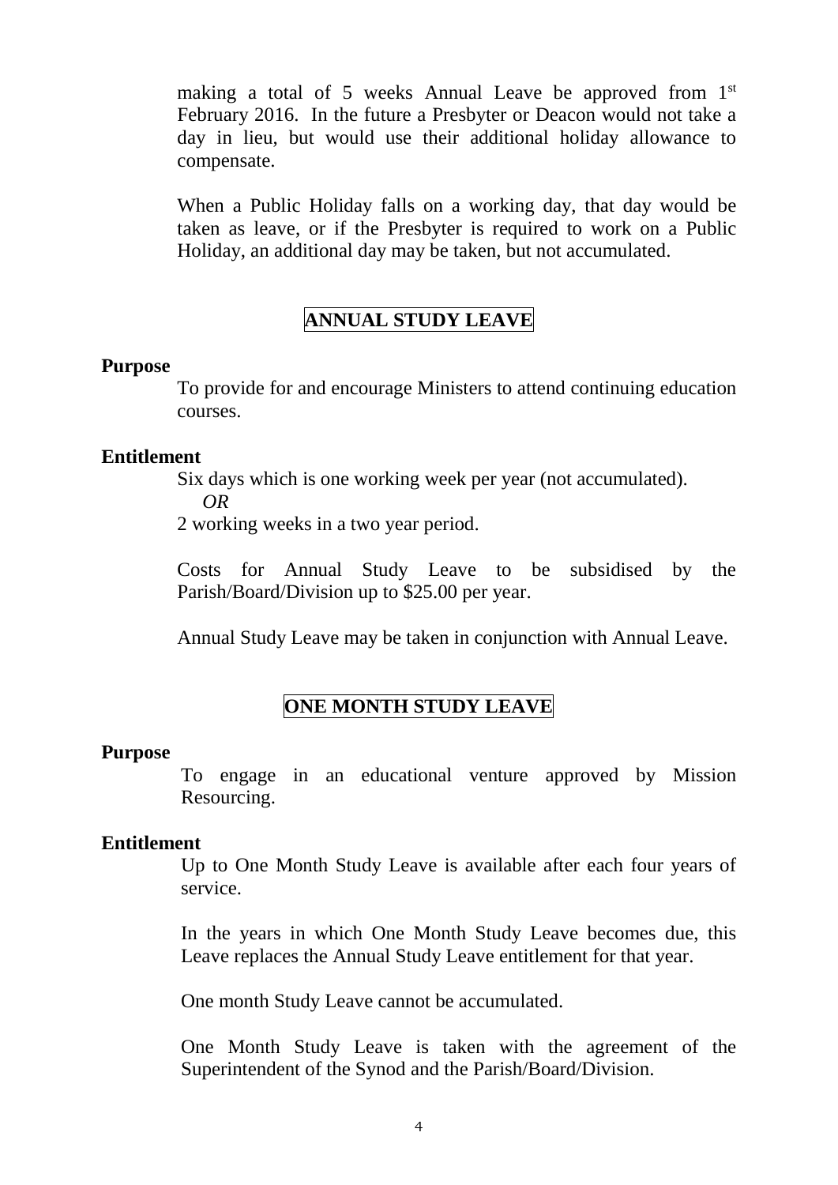making a total of 5 weeks Annual Leave be approved from 1st February 2016. In the future a Presbyter or Deacon would not take a day in lieu, but would use their additional holiday allowance to compensate.

When a Public Holiday falls on a working day, that day would be taken as leave, or if the Presbyter is required to work on a Public Holiday, an additional day may be taken, but not accumulated.

## ANNUAL STUDY LEAVE

**Purpose**

To provide for and encourage Ministers to attend continuing education courses.

**Entitlement**

Six days which is one working week per year (not accumulated).

*OR*

2 working weeks in a two year period.

Costs for Annual Study Leave to be subsidised by the Parish/Board/Division up to $25.00 per year.

Annual Study Leave may be taken in conjunction with Annual Leave.

## ONE MONTH STUDY LEAVE

**Purpose**

To engage in an educational venture approved by Mission Resourcing.

**Entitlement**

Up to One Month Study Leave is available after each four years of service.

In the years in which One Month Study Leave becomes due, this Leave replaces the Annual Study Leave entitlement for that year.

One month Study Leave cannot be accumulated.

One Month Study Leave is taken with the agreement of the Superintendent of the Synod and the Parish/Board/Division.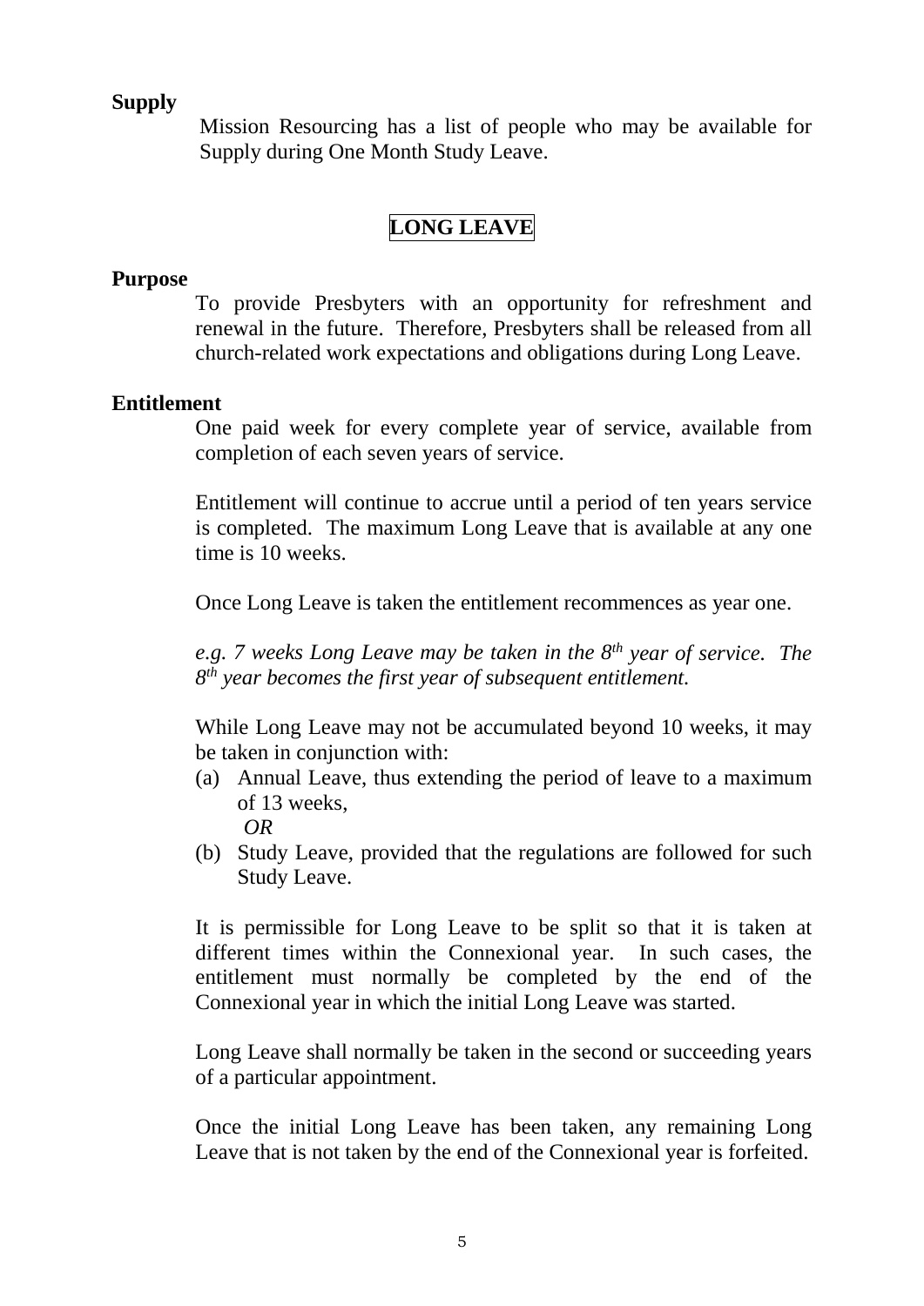**Supply**

Mission Resourcing has a list of people who may be available for Supply during One Month Study Leave.

## LONG LEAVE

**Purpose**

To provide Presbyters with an opportunity for refreshment and renewal in the future. Therefore, Presbyters shall be released from all church-related work expectations and obligations during Long Leave.

**Entitlement**

One paid week for every complete year of service, available from completion of each seven years of service.

Entitlement will continue to accrue until a period of ten years service is completed. The maximum Long Leave that is available at any one time is 10 weeks.

Once Long Leave is taken the entitlement recommences as year one.

*e.g. 7 weeks Long Leave may be taken in the 8th year of service. The 8th year becomes the first year of subsequent entitlement.*

While Long Leave may not be accumulated beyond 10 weeks, it may be taken in conjunction with:

(a) Annual Leave, thus extending the period of leave to a maximum of 13 weeks,
*OR*
(b) Study Leave, provided that the regulations are followed for such Study Leave.

It is permissible for Long Leave to be split so that it is taken at different times within the Connexional year. In such cases, the entitlement must normally be completed by the end of the Connexional year in which the initial Long Leave was started.

Long Leave shall normally be taken in the second or succeeding years of a particular appointment.

Once the initial Long Leave has been taken, any remaining Long Leave that is not taken by the end of the Connexional year is forfeited.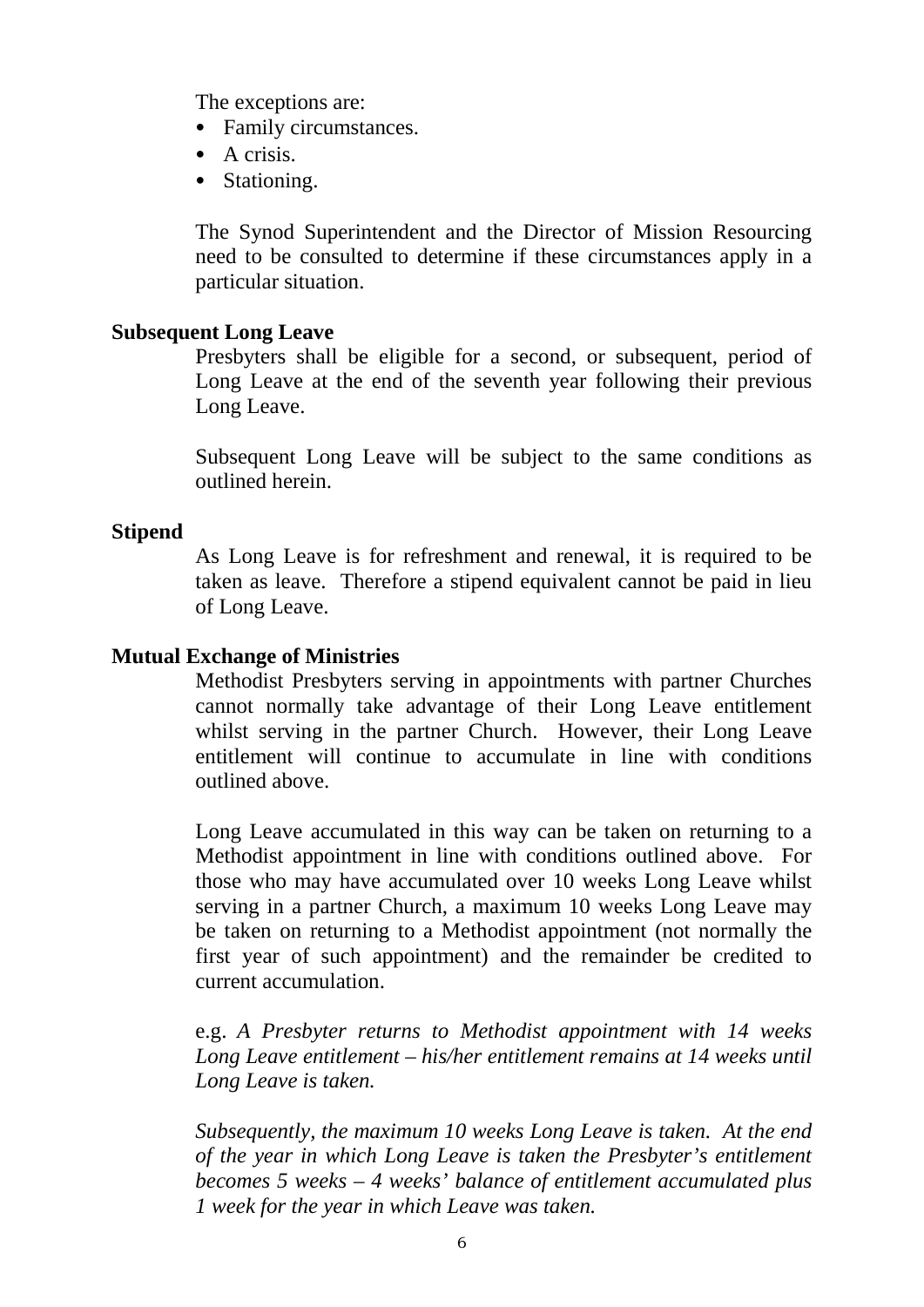The exceptions are:

- Family circumstances.
- A crisis.
- Stationing.

The Synod Superintendent and the Director of Mission Resourcing need to be consulted to determine if these circumstances apply in a particular situation.

**Subsequent Long Leave**

Presbyters shall be eligible for a second, or subsequent, period of Long Leave at the end of the seventh year following their previous Long Leave.

Subsequent Long Leave will be subject to the same conditions as outlined herein.

**Stipend**

As Long Leave is for refreshment and renewal, it is required to be taken as leave. Therefore a stipend equivalent cannot be paid in lieu of Long Leave.

**Mutual Exchange of Ministries**

Methodist Presbyters serving in appointments with partner Churches cannot normally take advantage of their Long Leave entitlement whilst serving in the partner Church. However, their Long Leave entitlement will continue to accumulate in line with conditions outlined above.

Long Leave accumulated in this way can be taken on returning to a Methodist appointment in line with conditions outlined above. For those who may have accumulated over 10 weeks Long Leave whilst serving in a partner Church, a maximum 10 weeks Long Leave may be taken on returning to a Methodist appointment (not normally the first year of such appointment) and the remainder be credited to current accumulation.

e.g. *A Presbyter returns to Methodist appointment with 14 weeks Long Leave entitlement – his/her entitlement remains at 14 weeks until Long Leave is taken.*

*Subsequently, the maximum 10 weeks Long Leave is taken. At the end of the year in which Long Leave is taken the Presbyter's entitlement becomes 5 weeks – 4 weeks' balance of entitlement accumulated plus 1 week for the year in which Leave was taken.*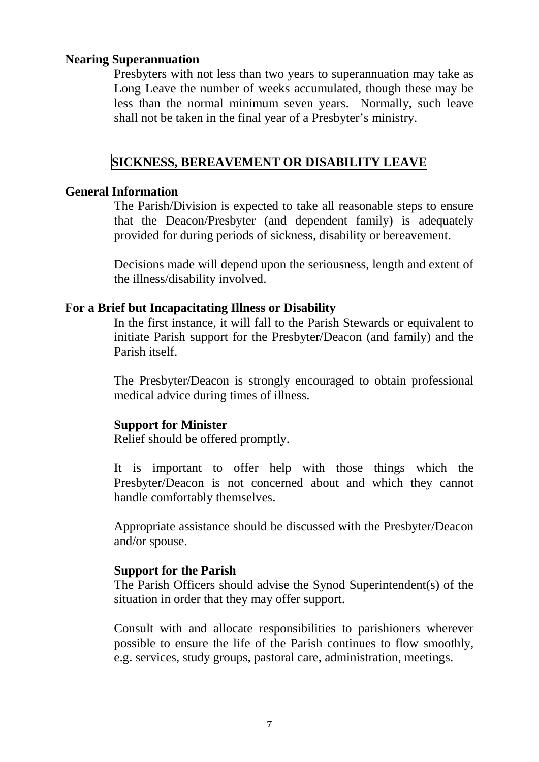### Nearing Superannuation

Presbyters with not less than two years to superannuation may take as Long Leave the number of weeks accumulated, though these may be less than the normal minimum seven years. Normally, such leave shall not be taken in the final year of a Presbyter's ministry.

## SICKNESS, BEREAVEMENT OR DISABILITY LEAVE

### General Information

The Parish/Division is expected to take all reasonable steps to ensure that the Deacon/Presbyter (and dependent family) is adequately provided for during periods of sickness, disability or bereavement.

Decisions made will depend upon the seriousness, length and extent of the illness/disability involved.

### For a Brief but Incapacitating Illness or Disability

In the first instance, it will fall to the Parish Stewards or equivalent to initiate Parish support for the Presbyter/Deacon (and family) and the Parish itself.

The Presbyter/Deacon is strongly encouraged to obtain professional medical advice during times of illness.

#### Support for Minister

Relief should be offered promptly.

It is important to offer help with those things which the Presbyter/Deacon is not concerned about and which they cannot handle comfortably themselves.

Appropriate assistance should be discussed with the Presbyter/Deacon and/or spouse.

#### Support for the Parish

The Parish Officers should advise the Synod Superintendent(s) of the situation in order that they may offer support.

Consult with and allocate responsibilities to parishioners wherever possible to ensure the life of the Parish continues to flow smoothly, e.g. services, study groups, pastoral care, administration, meetings.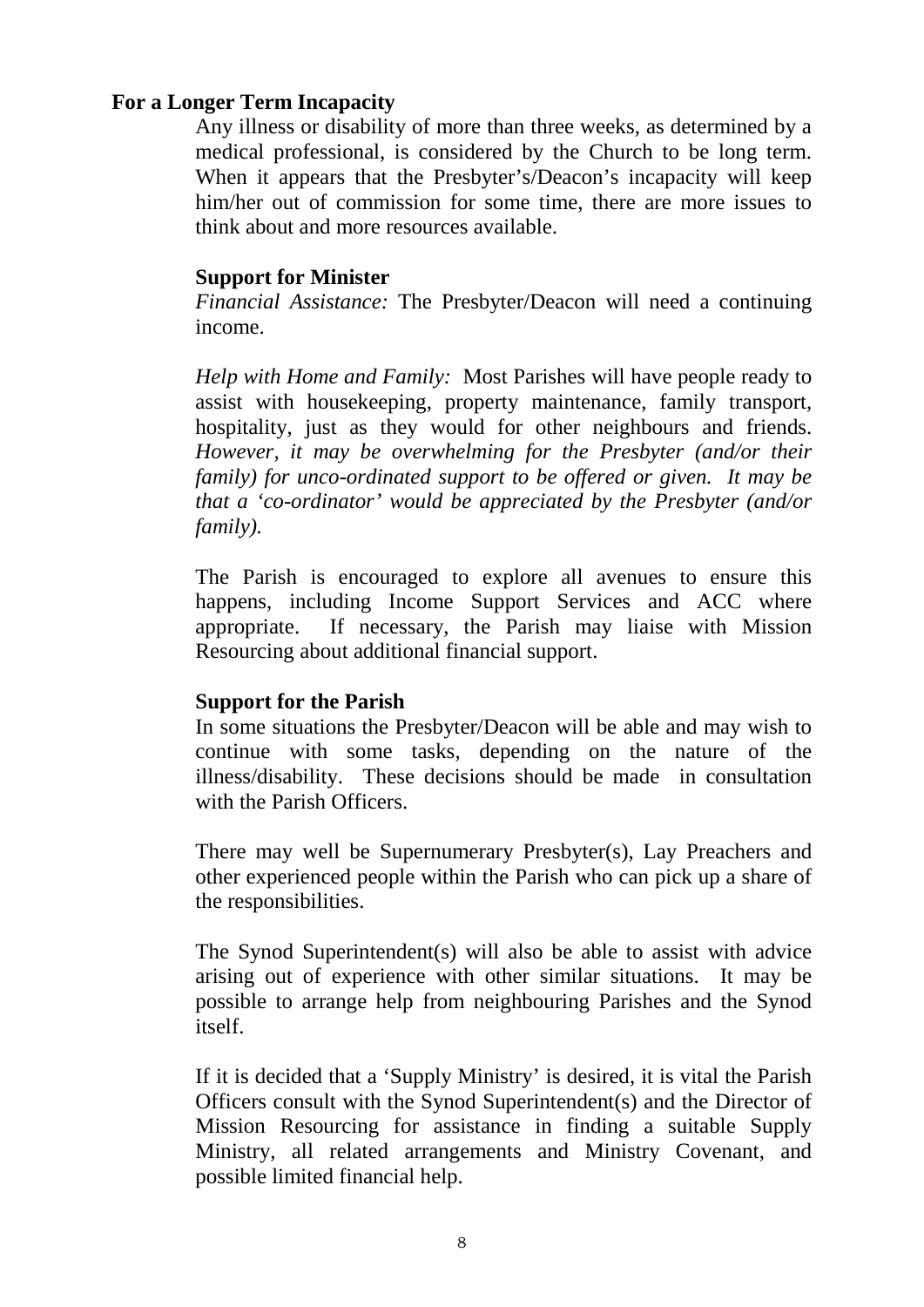## For a Longer Term Incapacity

Any illness or disability of more than three weeks, as determined by a medical professional, is considered by the Church to be long term. When it appears that the Presbyter's/Deacon's incapacity will keep him/her out of commission for some time, there are more issues to think about and more resources available.

### Support for Minister

*Financial Assistance:* The Presbyter/Deacon will need a continuing income.

*Help with Home and Family:* Most Parishes will have people ready to assist with housekeeping, property maintenance, family transport, hospitality, just as they would for other neighbours and friends. *However, it may be overwhelming for the Presbyter (and/or their family) for unco-ordinated support to be offered or given. It may be that a 'co-ordinator' would be appreciated by the Presbyter (and/or family).*

The Parish is encouraged to explore all avenues to ensure this happens, including Income Support Services and ACC where appropriate. If necessary, the Parish may liaise with Mission Resourcing about additional financial support.

### Support for the Parish

In some situations the Presbyter/Deacon will be able and may wish to continue with some tasks, depending on the nature of the illness/disability. These decisions should be made in consultation with the Parish Officers.

There may well be Supernumerary Presbyter(s), Lay Preachers and other experienced people within the Parish who can pick up a share of the responsibilities.

The Synod Superintendent(s) will also be able to assist with advice arising out of experience with other similar situations. It may be possible to arrange help from neighbouring Parishes and the Synod itself.

If it is decided that a 'Supply Ministry' is desired, it is vital the Parish Officers consult with the Synod Superintendent(s) and the Director of Mission Resourcing for assistance in finding a suitable Supply Ministry, all related arrangements and Ministry Covenant, and possible limited financial help.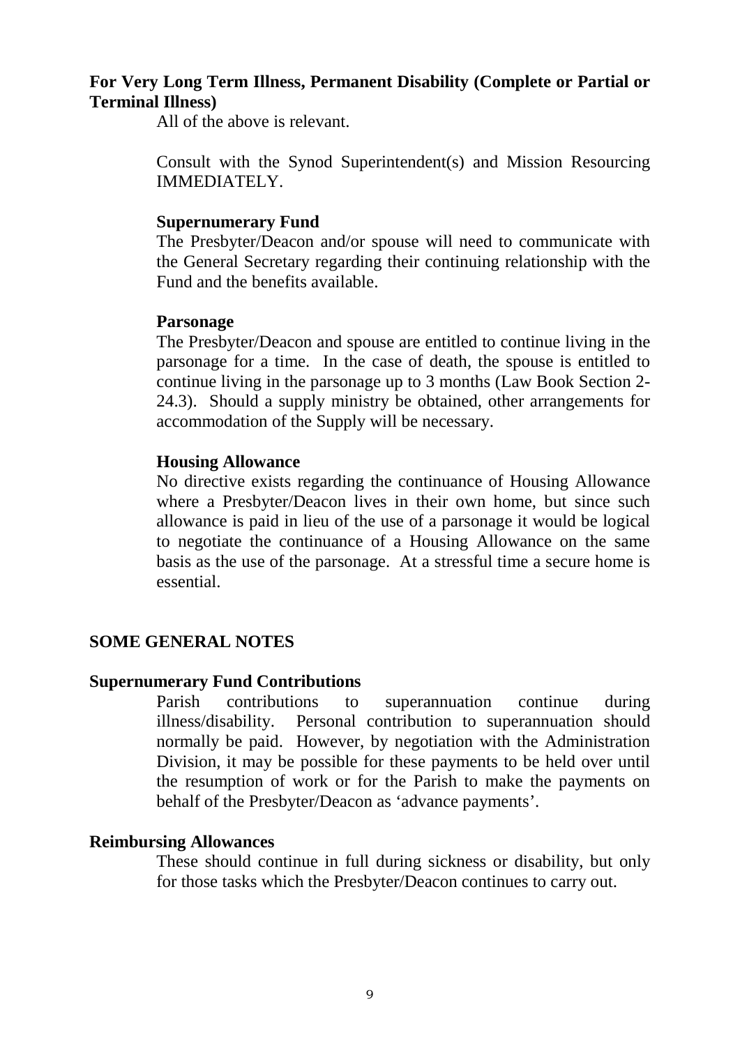**For Very Long Term Illness, Permanent Disability (Complete or Partial or Terminal Illness)**

All of the above is relevant.

Consult with the Synod Superintendent(s) and Mission Resourcing IMMEDIATELY.

**Supernumerary Fund**

The Presbyter/Deacon and/or spouse will need to communicate with the General Secretary regarding their continuing relationship with the Fund and the benefits available.

**Parsonage**

The Presbyter/Deacon and spouse are entitled to continue living in the parsonage for a time. In the case of death, the spouse is entitled to continue living in the parsonage up to 3 months (Law Book Section 2-24.3). Should a supply ministry be obtained, other arrangements for accommodation of the Supply will be necessary.

**Housing Allowance**

No directive exists regarding the continuance of Housing Allowance where a Presbyter/Deacon lives in their own home, but since such allowance is paid in lieu of the use of a parsonage it would be logical to negotiate the continuance of a Housing Allowance on the same basis as the use of the parsonage. At a stressful time a secure home is essential.

## SOME GENERAL NOTES

**Supernumerary Fund Contributions**

Parish contributions to superannuation continue during illness/disability. Personal contribution to superannuation should normally be paid. However, by negotiation with the Administration Division, it may be possible for these payments to be held over until the resumption of work or for the Parish to make the payments on behalf of the Presbyter/Deacon as 'advance payments'.

**Reimbursing Allowances**

These should continue in full during sickness or disability, but only for those tasks which the Presbyter/Deacon continues to carry out.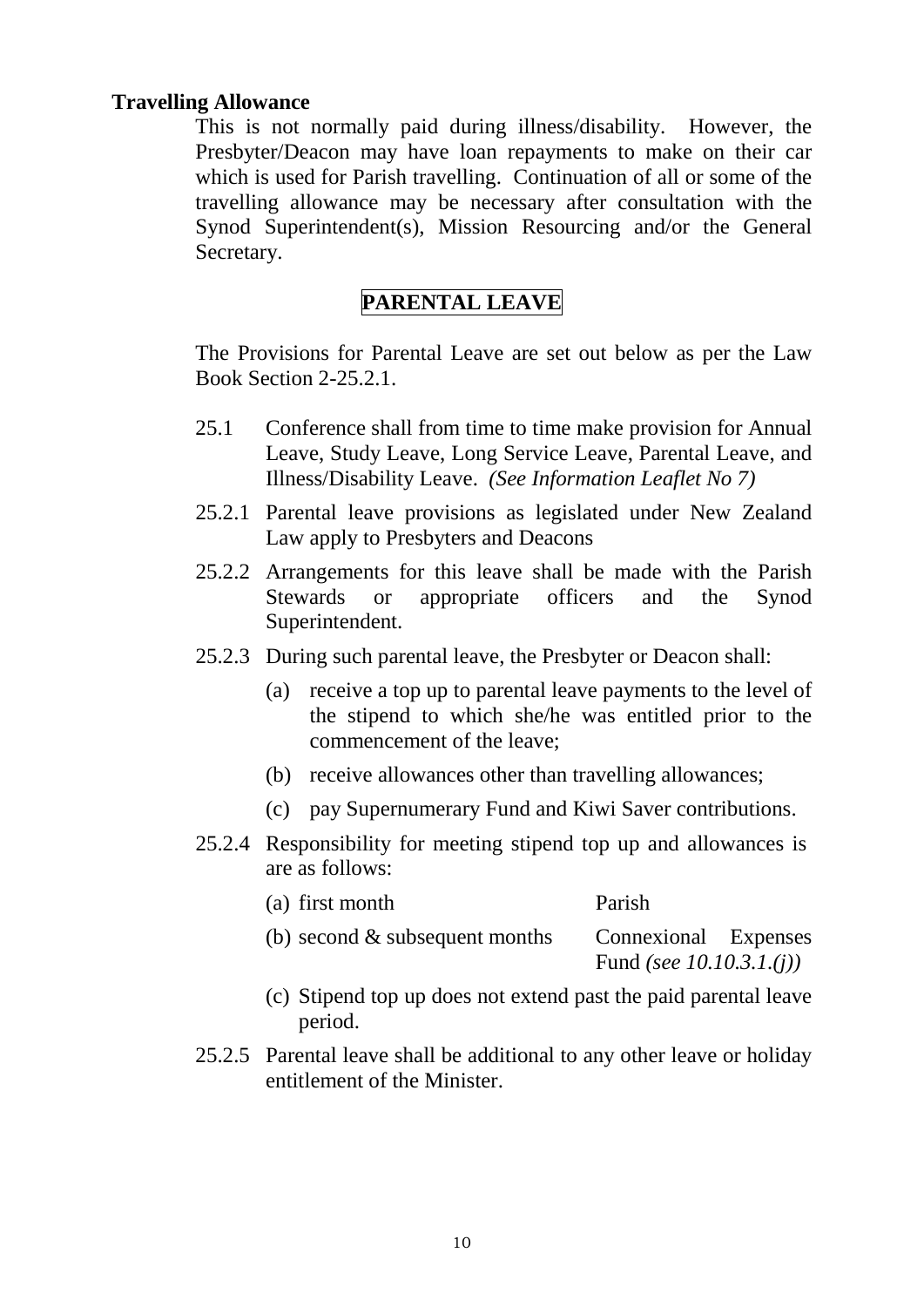**Travelling Allowance**

This is not normally paid during illness/disability. However, the Presbyter/Deacon may have loan repayments to make on their car which is used for Parish travelling. Continuation of all or some of the travelling allowance may be necessary after consultation with the Synod Superintendent(s), Mission Resourcing and/or the General Secretary.

## PARENTAL LEAVE

The Provisions for Parental Leave are set out below as per the Law Book Section 2-25.2.1.

25.1 Conference shall from time to time make provision for Annual Leave, Study Leave, Long Service Leave, Parental Leave, and Illness/Disability Leave. *(See Information Leaflet No 7)*

25.2.1 Parental leave provisions as legislated under New Zealand Law apply to Presbyters and Deacons

25.2.2 Arrangements for this leave shall be made with the Parish Stewards or appropriate officers and the Synod Superintendent.

25.2.3 During such parental leave, the Presbyter or Deacon shall:

- (a) receive a top up to parental leave payments to the level of the stipend to which she/he was entitled prior to the commencement of the leave;
- (b) receive allowances other than travelling allowances;
- (c) pay Supernumerary Fund and Kiwi Saver contributions.

25.2.4 Responsibility for meeting stipend top up and allowances is are as follows:

| | |
|---|---|
| (a) first month | Parish |
| (b) second & subsequent months | Connexional Expenses Fund *(see 10.10.3.1.(j))* |

- (c) Stipend top up does not extend past the paid parental leave period.

25.2.5 Parental leave shall be additional to any other leave or holiday entitlement of the Minister.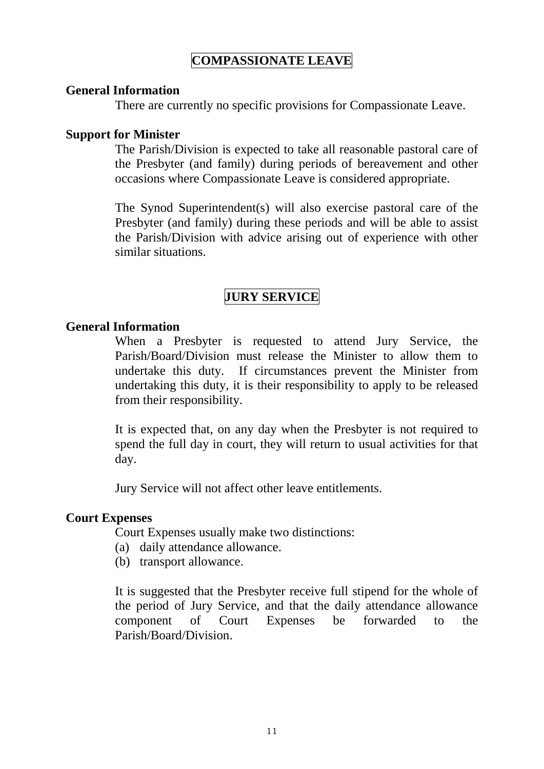## COMPASSIONATE LEAVE

### General Information

There are currently no specific provisions for Compassionate Leave.

### Support for Minister

The Parish/Division is expected to take all reasonable pastoral care of the Presbyter (and family) during periods of bereavement and other occasions where Compassionate Leave is considered appropriate.

The Synod Superintendent(s) will also exercise pastoral care of the Presbyter (and family) during these periods and will be able to assist the Parish/Division with advice arising out of experience with other similar situations.

## JURY SERVICE

### General Information

When a Presbyter is requested to attend Jury Service, the Parish/Board/Division must release the Minister to allow them to undertake this duty. If circumstances prevent the Minister from undertaking this duty, it is their responsibility to apply to be released from their responsibility.

It is expected that, on any day when the Presbyter is not required to spend the full day in court, they will return to usual activities for that day.

Jury Service will not affect other leave entitlements.

### Court Expenses

Court Expenses usually make two distinctions:

(a) daily attendance allowance.
(b) transport allowance.

It is suggested that the Presbyter receive full stipend for the whole of the period of Jury Service, and that the daily attendance allowance component of Court Expenses be forwarded to the Parish/Board/Division.